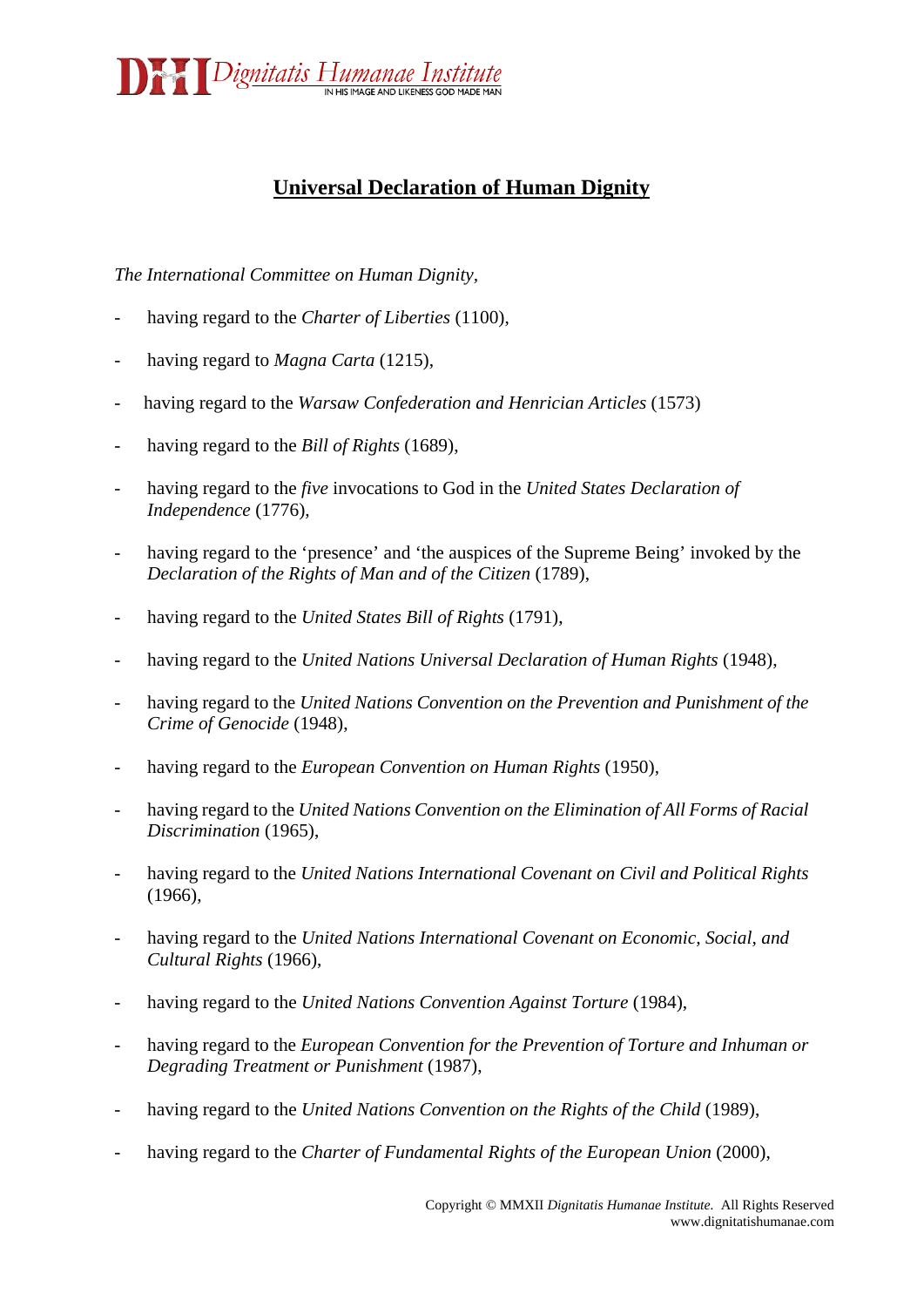# Universal Declaration of Human Dignity

*The International Committee on Human Dignity*,

- having regard to the *Charter of Liberties* (1100),
- having regard to *Magna Carta* (1215),
- having regard to the *Warsaw Confederation and Henrician Articles* (1573)
- having regard to the *Bill of Rights* (1689),
- having regard to the *five* invocations to God in the *United States Declaration of Independence* (1776),
- having regard to the 'presence' and 'the auspices of the Supreme Being' invoked by the *Declaration of the Rights of Man and of the Citizen* (1789),
- having regard to the *United States Bill of Rights* (1791),
- having regard to the *United Nations Universal Declaration of Human Rights* (1948),
- having regard to the *United Nations Convention on the Prevention and Punishment of the Crime of Genocide* (1948),
- having regard to the *European Convention on Human Rights* (1950),
- having regard to the *United Nations Convention on the Elimination of All Forms of Racial Discrimination* (1965),
- having regard to the *United Nations International Covenant on Civil and Political Rights* (1966),
- having regard to the *United Nations International Covenant on Economic, Social, and Cultural Rights* (1966),
- having regard to the *United Nations Convention Against Torture* (1984),
- having regard to the *European Convention for the Prevention of Torture and Inhuman or Degrading Treatment or Punishment* (1987),
- having regard to the *United Nations Convention on the Rights of the Child* (1989),
- having regard to the *Charter of Fundamental Rights of the European Union* (2000),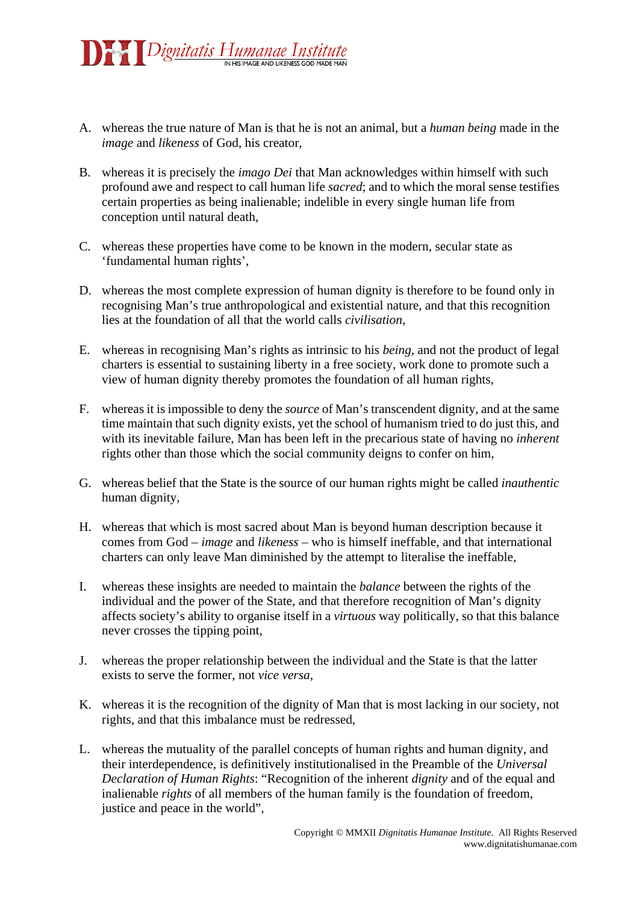A. whereas the true nature of Man is that he is not an animal, but a *human being* made in the *image* and *likeness* of God, his creator,

B. whereas it is precisely the *imago Dei* that Man acknowledges within himself with such profound awe and respect to call human life *sacred*; and to which the moral sense testifies certain properties as being inalienable; indelible in every single human life from conception until natural death,

C. whereas these properties have come to be known in the modern, secular state as 'fundamental human rights',

D. whereas the most complete expression of human dignity is therefore to be found only in recognising Man's true anthropological and existential nature, and that this recognition lies at the foundation of all that the world calls *civilisation*,

E. whereas in recognising Man's rights as intrinsic to his *being*, and not the product of legal charters is essential to sustaining liberty in a free society, work done to promote such a view of human dignity thereby promotes the foundation of all human rights,

F. whereas it is impossible to deny the *source* of Man's transcendent dignity, and at the same time maintain that such dignity exists, yet the school of humanism tried to do just this, and with its inevitable failure, Man has been left in the precarious state of having no *inherent* rights other than those which the social community deigns to confer on him,

G. whereas belief that the State is the source of our human rights might be called *inauthentic* human dignity,

H. whereas that which is most sacred about Man is beyond human description because it comes from God – *image* and *likeness* – who is himself ineffable, and that international charters can only leave Man diminished by the attempt to literalise the ineffable,

I. whereas these insights are needed to maintain the *balance* between the rights of the individual and the power of the State, and that therefore recognition of Man's dignity affects society's ability to organise itself in a *virtuous* way politically, so that this balance never crosses the tipping point,

J. whereas the proper relationship between the individual and the State is that the latter exists to serve the former, not *vice versa*,

K. whereas it is the recognition of the dignity of Man that is most lacking in our society, not rights, and that this imbalance must be redressed,

L. whereas the mutuality of the parallel concepts of human rights and human dignity, and their interdependence, is definitively institutionalised in the Preamble of the *Universal Declaration of Human Rights*: "Recognition of the inherent *dignity* and of the equal and inalienable *rights* of all members of the human family is the foundation of freedom, justice and peace in the world",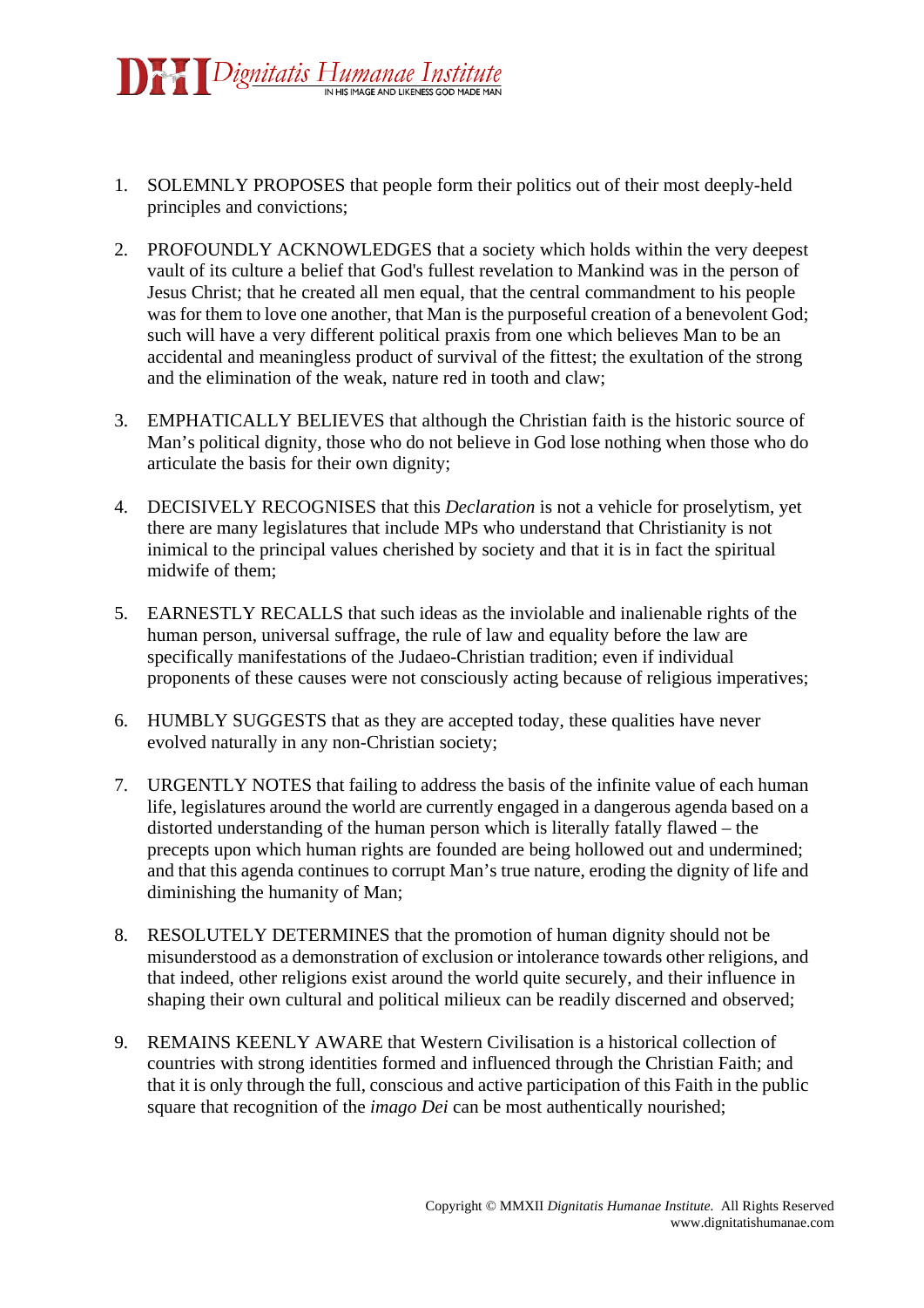1. SOLEMNLY PROPOSES that people form their politics out of their most deeply-held principles and convictions;

2. PROFOUNDLY ACKNOWLEDGES that a society which holds within the very deepest vault of its culture a belief that God's fullest revelation to Mankind was in the person of Jesus Christ; that he created all men equal, that the central commandment to his people was for them to love one another, that Man is the purposeful creation of a benevolent God; such will have a very different political praxis from one which believes Man to be an accidental and meaningless product of survival of the fittest; the exultation of the strong and the elimination of the weak, nature red in tooth and claw;

3. EMPHATICALLY BELIEVES that although the Christian faith is the historic source of Man's political dignity, those who do not believe in God lose nothing when those who do articulate the basis for their own dignity;

4. DECISIVELY RECOGNISES that this *Declaration* is not a vehicle for proselytism, yet there are many legislatures that include MPs who understand that Christianity is not inimical to the principal values cherished by society and that it is in fact the spiritual midwife of them;

5. EARNESTLY RECALLS that such ideas as the inviolable and inalienable rights of the human person, universal suffrage, the rule of law and equality before the law are specifically manifestations of the Judaeo-Christian tradition; even if individual proponents of these causes were not consciously acting because of religious imperatives;

6. HUMBLY SUGGESTS that as they are accepted today, these qualities have never evolved naturally in any non-Christian society;

7. URGENTLY NOTES that failing to address the basis of the infinite value of each human life, legislatures around the world are currently engaged in a dangerous agenda based on a distorted understanding of the human person which is literally fatally flawed – the precepts upon which human rights are founded are being hollowed out and undermined; and that this agenda continues to corrupt Man's true nature, eroding the dignity of life and diminishing the humanity of Man;

8. RESOLUTELY DETERMINES that the promotion of human dignity should not be misunderstood as a demonstration of exclusion or intolerance towards other religions, and that indeed, other religions exist around the world quite securely, and their influence in shaping their own cultural and political milieux can be readily discerned and observed;

9. REMAINS KEENLY AWARE that Western Civilisation is a historical collection of countries with strong identities formed and influenced through the Christian Faith; and that it is only through the full, conscious and active participation of this Faith in the public square that recognition of the *imago Dei* can be most authentically nourished;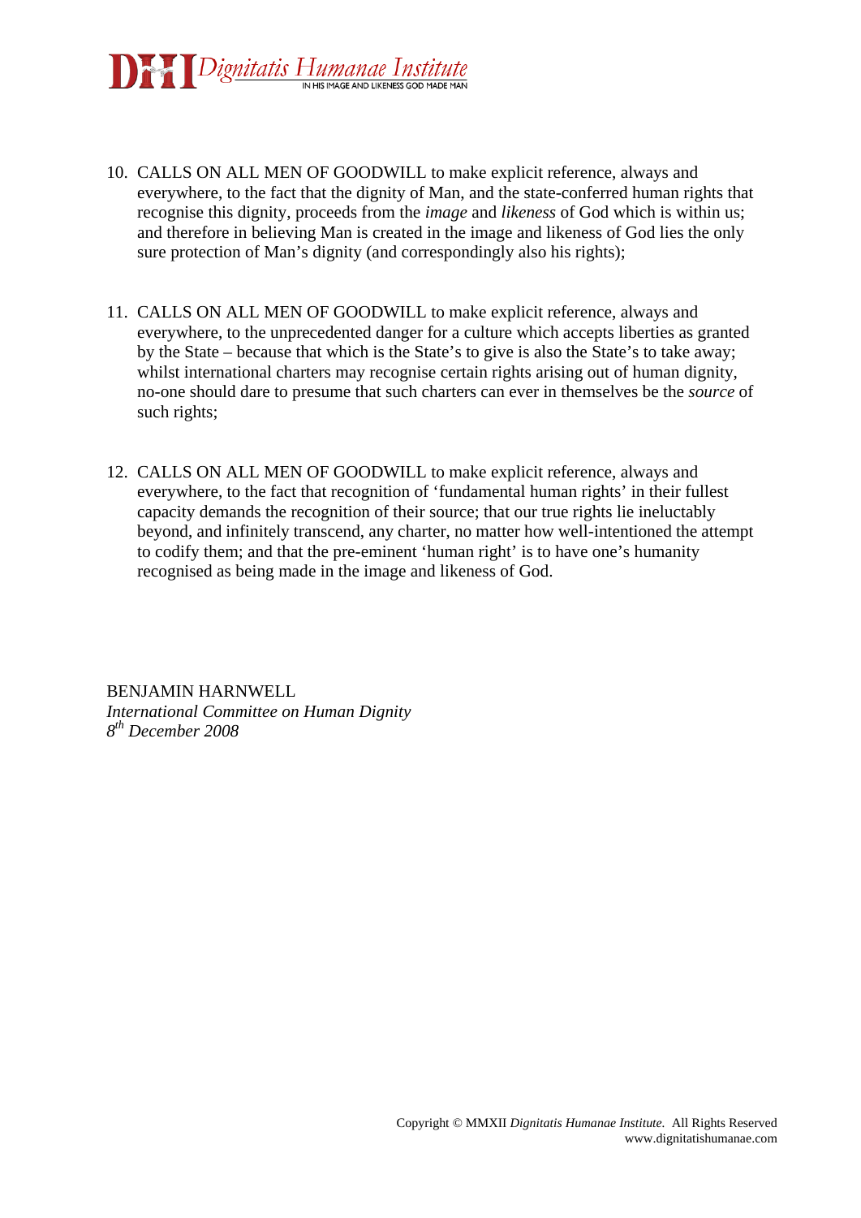10. CALLS ON ALL MEN OF GOODWILL to make explicit reference, always and everywhere, to the fact that the dignity of Man, and the state-conferred human rights that recognise this dignity, proceeds from the *image* and *likeness* of God which is within us; and therefore in believing Man is created in the image and likeness of God lies the only sure protection of Man's dignity (and correspondingly also his rights);

11. CALLS ON ALL MEN OF GOODWILL to make explicit reference, always and everywhere, to the unprecedented danger for a culture which accepts liberties as granted by the State – because that which is the State's to give is also the State's to take away; whilst international charters may recognise certain rights arising out of human dignity, no-one should dare to presume that such charters can ever in themselves be the *source* of such rights;

12. CALLS ON ALL MEN OF GOODWILL to make explicit reference, always and everywhere, to the fact that recognition of 'fundamental human rights' in their fullest capacity demands the recognition of their source; that our true rights lie ineluctably beyond, and infinitely transcend, any charter, no matter how well-intentioned the attempt to codify them; and that the pre-eminent 'human right' is to have one's humanity recognised as being made in the image and likeness of God.

BENJAMIN HARNWELL
*International Committee on Human Dignity*
*8th December 2008*

Copyright © MMXII *Dignitatis Humanae Institute.* All Rights Reserved
www.dignitatishumanae.com